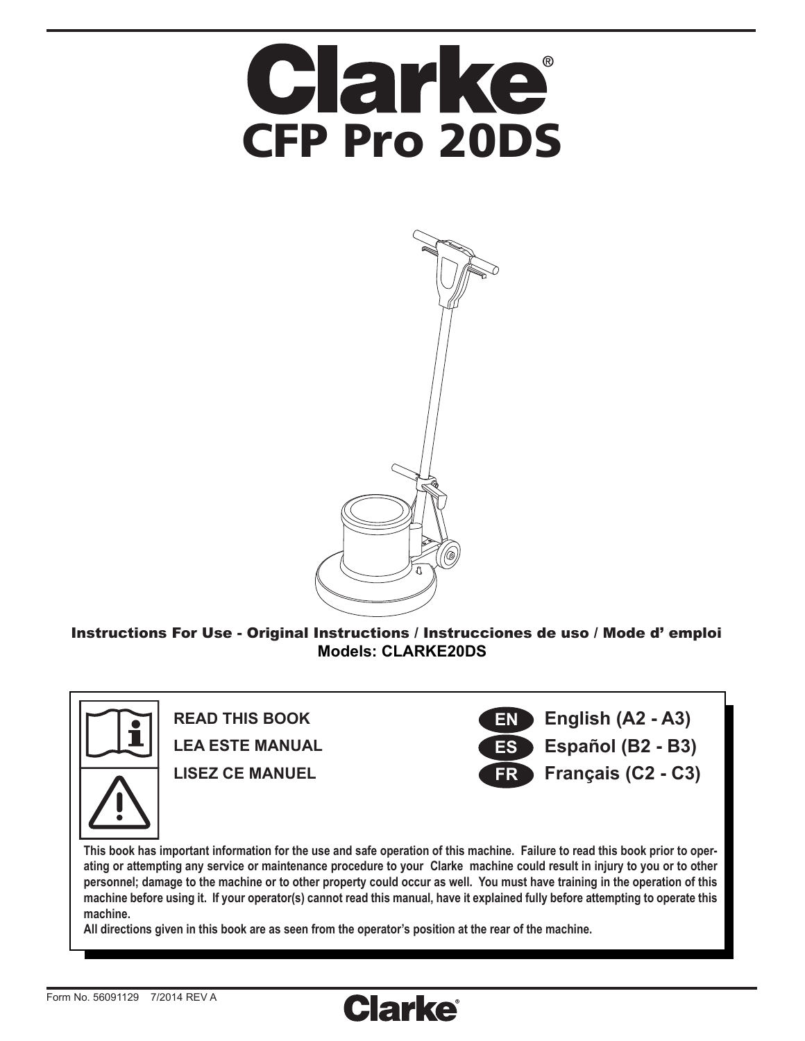# Clarke®

## CFP Pro 20DS

**Instructions For Use - Original Instructions / Instrucciones de uso / Mode d' emploi**
**Models: CLARKE20DS**

**READ THIS BOOK**
**LEA ESTE MANUAL**
**LISEZ CE MANUEL**

**EN** English (A2 - A3)
**ES** Español (B2 - B3)
**FR** Français (C2 - C3)

**This book has important information for the use and safe operation of this machine. Failure to read this book prior to operating or attempting any service or maintenance procedure to your Clarke machine could result in injury to you or to other personnel; damage to the machine or to other property could occur as well. You must have training in the operation of this machine before using it. If your operator(s) cannot read this manual, have it explained fully before attempting to operate this machine.**
**All directions given in this book are as seen from the operator's position at the rear of the machine.**

Form No. 56091129 7/2014 REV A

Clarke®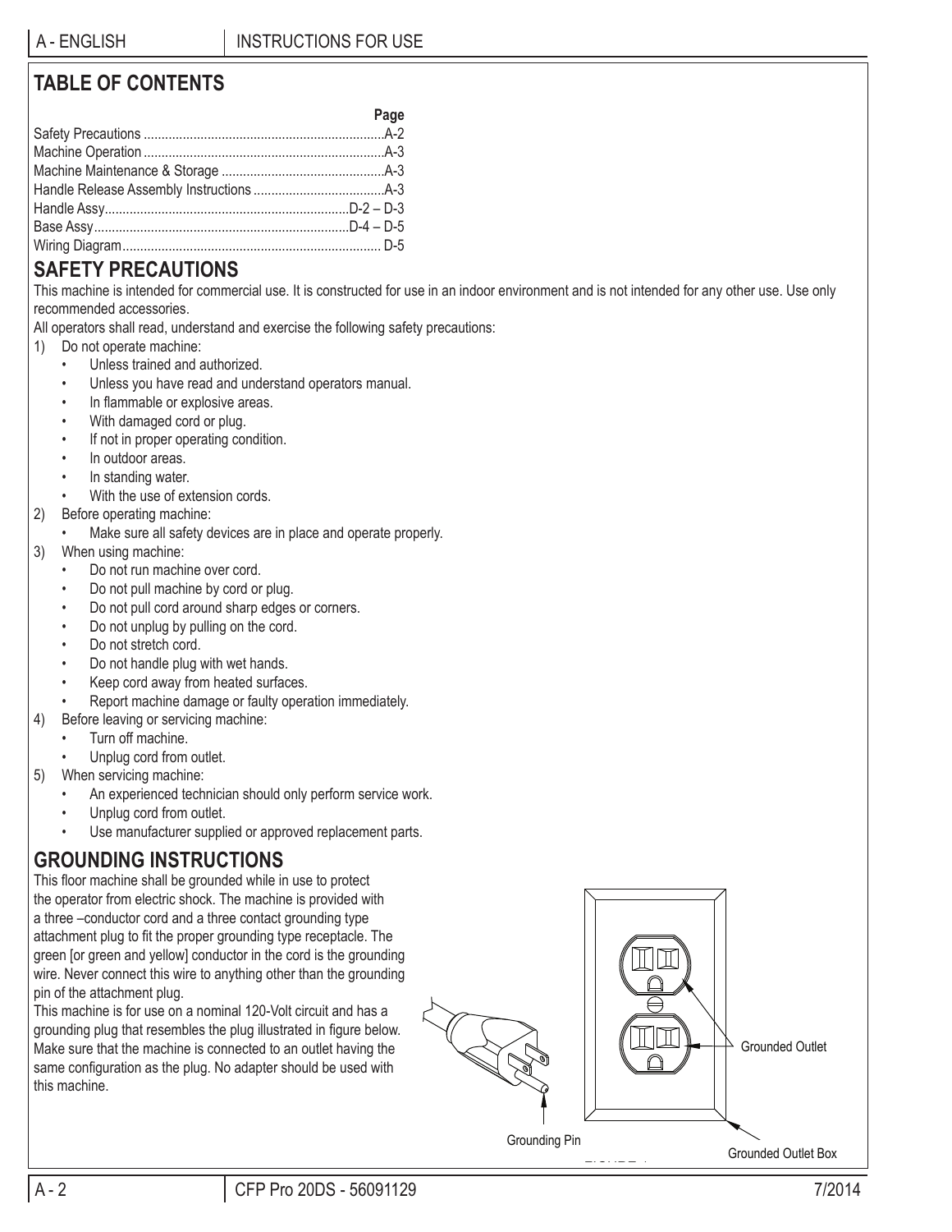## TABLE OF CONTENTS

| | Page |
|---|---|
| Safety Precautions | A-2 |
| Machine Operation | A-3 |
| Machine Maintenance & Storage | A-3 |
| Handle Release Assembly Instructions | A-3 |
| Handle Assy | D-2 – D-3 |
| Base Assy | D-4 – D-5 |
| Wiring Diagram | D-5 |

## SAFETY PRECAUTIONS

This machine is intended for commercial use. It is constructed for use in an indoor environment and is not intended for any other use. Use only recommended accessories.

All operators shall read, understand and exercise the following safety precautions:

1) Do not operate machine:
   - Unless trained and authorized.
   - Unless you have read and understand operators manual.
   - In flammable or explosive areas.
   - With damaged cord or plug.
   - If not in proper operating condition.
   - In outdoor areas.
   - In standing water.
   - With the use of extension cords.
2) Before operating machine:
   - Make sure all safety devices are in place and operate properly.
3) When using machine:
   - Do not run machine over cord.
   - Do not pull machine by cord or plug.
   - Do not pull cord around sharp edges or corners.
   - Do not unplug by pulling on the cord.
   - Do not stretch cord.
   - Do not handle plug with wet hands.
   - Keep cord away from heated surfaces.
   - Report machine damage or faulty operation immediately.
4) Before leaving or servicing machine:
   - Turn off machine.
   - Unplug cord from outlet.
5) When servicing machine:
   - An experienced technician should only perform service work.
   - Unplug cord from outlet.
   - Use manufacturer supplied or approved replacement parts.

## GROUNDING INSTRUCTIONS

This floor machine shall be grounded while in use to protect the operator from electric shock. The machine is provided with a three –conductor cord and a three contact grounding type attachment plug to fit the proper grounding type receptacle. The green [or green and yellow] conductor in the cord is the grounding wire. Never connect this wire to anything other than the grounding pin of the attachment plug.

This machine is for use on a nominal 120-Volt circuit and has a grounding plug that resembles the plug illustrated in figure below. Make sure that the machine is connected to an outlet having the same configuration as the plug. No adapter should be used with this machine.

Grounding Pin

Grounded Outlet

Grounded Outlet Box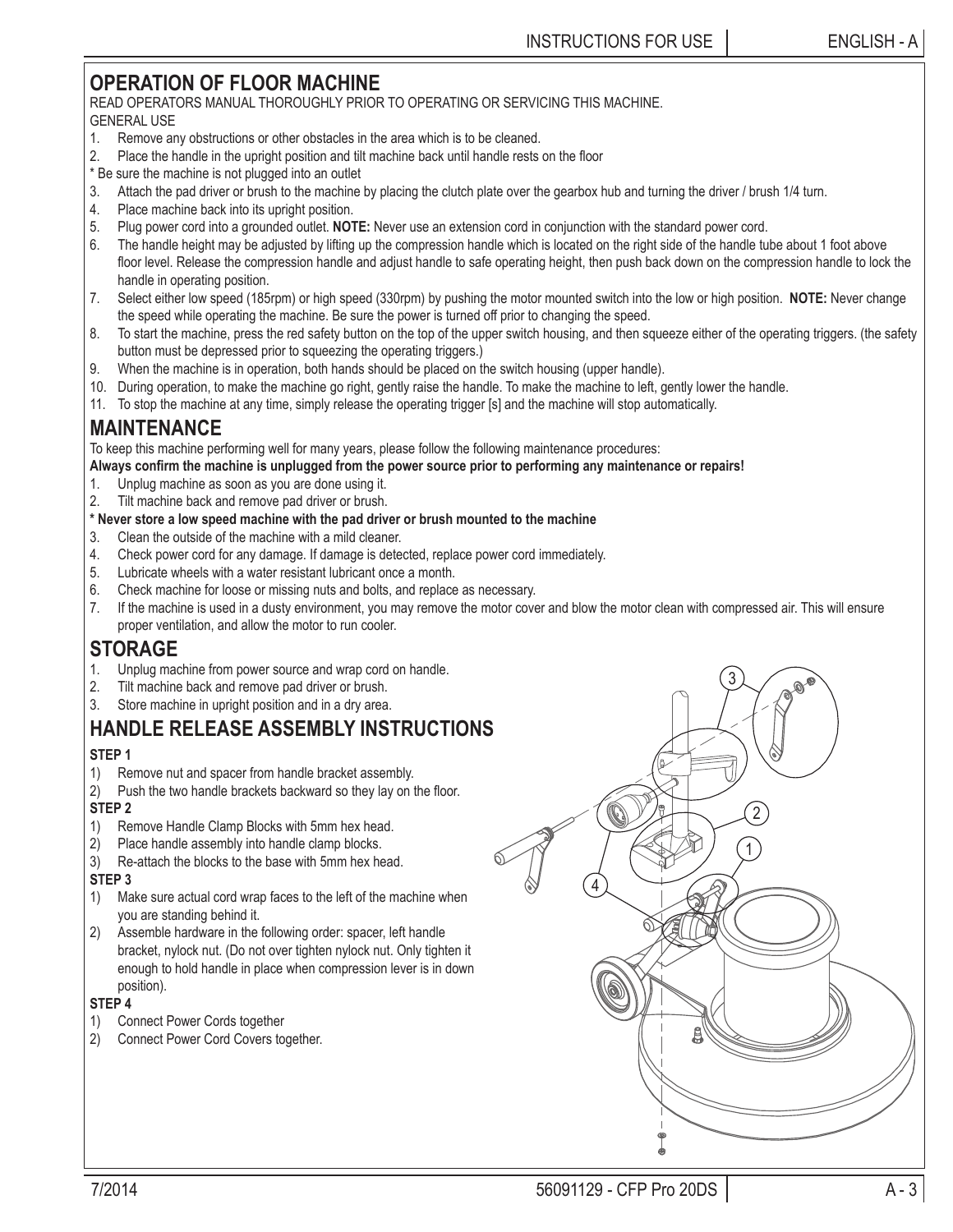## OPERATION OF FLOOR MACHINE

READ OPERATORS MANUAL THOROUGHLY PRIOR TO OPERATING OR SERVICING THIS MACHINE.

GENERAL USE

1. Remove any obstructions or other obstacles in the area which is to be cleaned.
2. Place the handle in the upright position and tilt machine back until handle rests on the floor

* Be sure the machine is not plugged into an outlet

3. Attach the pad driver or brush to the machine by placing the clutch plate over the gearbox hub and turning the driver / brush 1/4 turn.
4. Place machine back into its upright position.
5. Plug power cord into a grounded outlet. **NOTE:** Never use an extension cord in conjunction with the standard power cord.
6. The handle height may be adjusted by lifting up the compression handle which is located on the right side of the handle tube about 1 foot above floor level. Release the compression handle and adjust handle to safe operating height, then push back down on the compression handle to lock the handle in operating position.
7. Select either low speed (185rpm) or high speed (330rpm) by pushing the motor mounted switch into the low or high position. **NOTE:** Never change the speed while operating the machine. Be sure the power is turned off prior to changing the speed.
8. To start the machine, press the red safety button on the top of the upper switch housing, and then squeeze either of the operating triggers. (the safety button must be depressed prior to squeezing the operating triggers.)
9. When the machine is in operation, both hands should be placed on the switch housing (upper handle).
10. During operation, to make the machine go right, gently raise the handle. To make the machine to left, gently lower the handle.
11. To stop the machine at any time, simply release the operating trigger [s] and the machine will stop automatically.

## MAINTENANCE

To keep this machine performing well for many years, please follow the following maintenance procedures:

**Always confirm the machine is unplugged from the power source prior to performing any maintenance or repairs!**

1. Unplug machine as soon as you are done using it.
2. Tilt machine back and remove pad driver or brush.

**\* Never store a low speed machine with the pad driver or brush mounted to the machine**

3. Clean the outside of the machine with a mild cleaner.
4. Check power cord for any damage. If damage is detected, replace power cord immediately.
5. Lubricate wheels with a water resistant lubricant once a month.
6. Check machine for loose or missing nuts and bolts, and replace as necessary.
7. If the machine is used in a dusty environment, you may remove the motor cover and blow the motor clean with compressed air. This will ensure proper ventilation, and allow the motor to run cooler.

## STORAGE

1. Unplug machine from power source and wrap cord on handle.
2. Tilt machine back and remove pad driver or brush.
3. Store machine in upright position and in a dry area.

## HANDLE RELEASE ASSEMBLY INSTRUCTIONS

**STEP 1**

1) Remove nut and spacer from handle bracket assembly.
2) Push the two handle brackets backward so they lay on the floor.

**STEP 2**

1) Remove Handle Clamp Blocks with 5mm hex head.
2) Place handle assembly into handle clamp blocks.
3) Re-attach the blocks to the base with 5mm hex head.

**STEP 3**

1) Make sure actual cord wrap faces to the left of the machine when you are standing behind it.
2) Assemble hardware in the following order: spacer, left handle bracket, nylock nut. (Do not over tighten nylock nut. Only tighten it enough to hold handle in place when compression lever is in down position).

**STEP 4**

1) Connect Power Cords together
2) Connect Power Cord Covers together.

3

2

1

4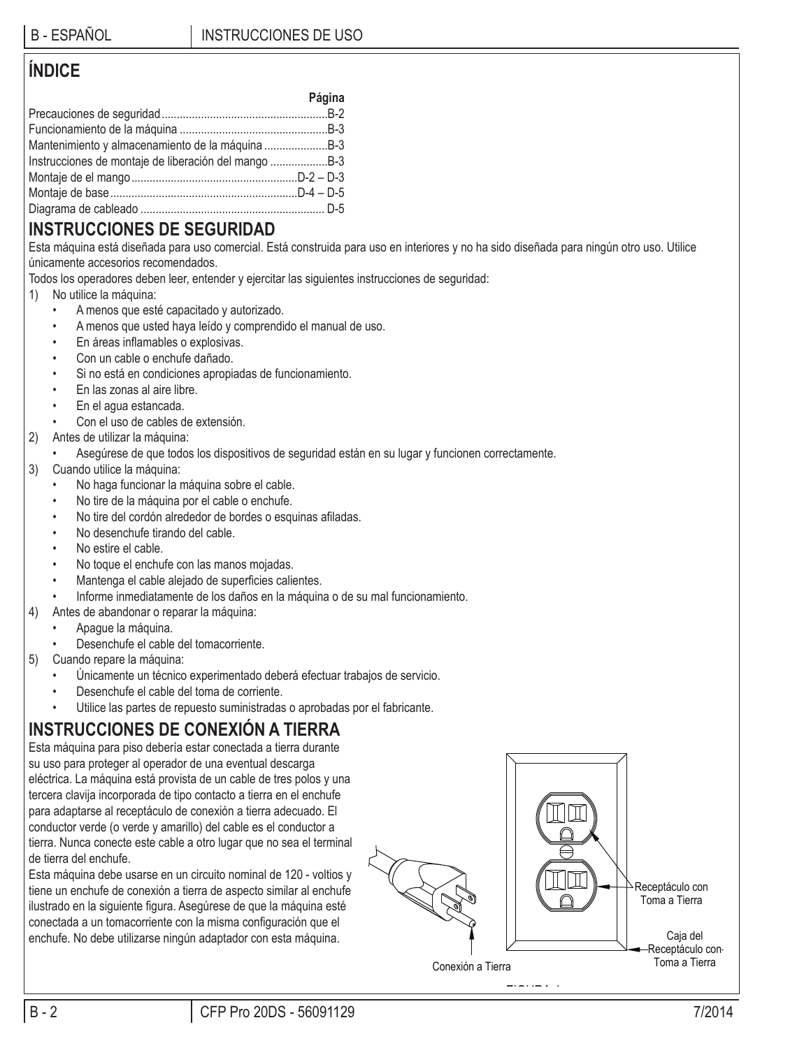# ÍNDICE

| | Página |
|---|---|
| Precauciones de seguridad | B-2 |
| Funcionamiento de la máquina | B-3 |
| Mantenimiento y almacenamiento de la máquina | B-3 |
| Instrucciones de montaje de liberación del mango | B-3 |
| Montaje de el mango | D-2 – D-3 |
| Montaje de base | D-4 – D-5 |
| Diagrama de cableado | D-5 |

## INSTRUCCIONES DE SEGURIDAD

Esta máquina está diseñada para uso comercial. Está construida para uso en interiores y no ha sido diseñada para ningún otro uso. Utilice únicamente accesorios recomendados.

Todos los operadores deben leer, entender y ejercitar las siguientes instrucciones de seguridad:

1) No utilice la máquina:
   - A menos que esté capacitado y autorizado.
   - A menos que usted haya leído y comprendido el manual de uso.
   - En áreas inflamables o explosivas.
   - Con un cable o enchufe dañado.
   - Si no está en condiciones apropiadas de funcionamiento.
   - En las zonas al aire libre.
   - En el agua estancada.
   - Con el uso de cables de extensión.
2) Antes de utilizar la máquina:
   - Asegúrese de que todos los dispositivos de seguridad están en su lugar y funcionen correctamente.
3) Cuando utilice la máquina:
   - No haga funcionar la máquina sobre el cable.
   - No tire de la máquina por el cable o enchufe.
   - No tire del cordón alrededor de bordes o esquinas afiladas.
   - No desenchufe tirando del cable.
   - No estire el cable.
   - No toque el enchufe con las manos mojadas.
   - Mantenga el cable alejado de superficies calientes.
   - Informe inmediatamente de los daños en la máquina o de su mal funcionamiento.
4) Antes de abandonar o reparar la máquina:
   - Apague la máquina.
   - Desenchufe el cable del tomacorriente.
5) Cuando repare la máquina:
   - Únicamente un técnico experimentado deberá efectuar trabajos de servicio.
   - Desenchufe el cable del toma de corriente.
   - Utilice las partes de repuesto suministradas o aprobadas por el fabricante.

## INSTRUCCIONES DE CONEXIÓN A TIERRA

Esta máquina para piso debería estar conectada a tierra durante su uso para proteger al operador de una eventual descarga eléctrica. La máquina está provista de un cable de tres polos y una tercera clavija incorporada de tipo contacto a tierra en el enchufe para adaptarse al receptáculo de conexión a tierra adecuado. El conductor verde (o verde y amarillo) del cable es el conductor a tierra. Nunca conecte este cable a otro lugar que no sea el terminal de tierra del enchufe.

Esta máquina debe usarse en un circuito nominal de 120 - voltios y tiene un enchufe de conexión a tierra de aspecto similar al enchufe ilustrado en la siguiente figura. Asegúrese de que la máquina esté conectada a un tomacorriente con la misma configuración que el enchufe. No debe utilizarse ningún adaptador con esta máquina.

Receptáculo con Toma a Tierra

Caja del Receptáculo con Toma a Tierra

Conexión a Tierra

FIGURA 1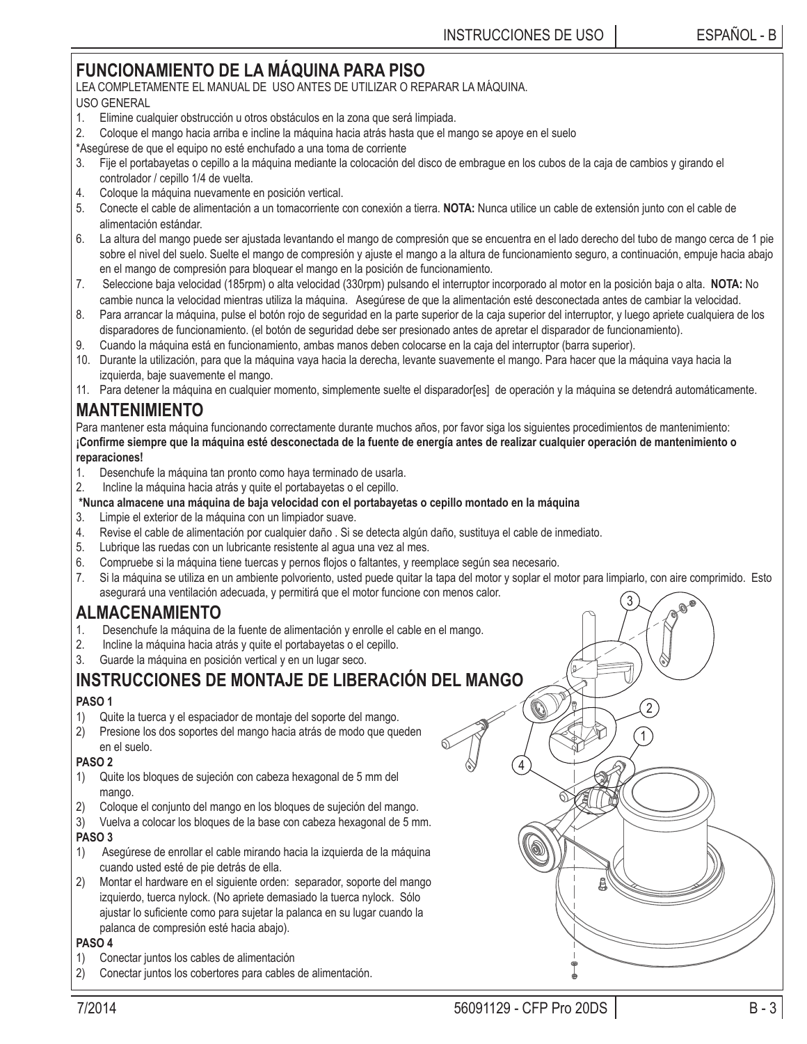# FUNCIONAMIENTO DE LA MÁQUINA PARA PISO

LEA COMPLETAMENTE EL MANUAL DE USO ANTES DE UTILIZAR O REPARAR LA MÁQUINA.

USO GENERAL

1. Elimine cualquier obstrucción u otros obstáculos en la zona que será limpiada.
2. Coloque el mango hacia arriba e incline la máquina hacia atrás hasta que el mango se apoye en el suelo

*Asegúrese de que el equipo no esté enchufado a una toma de corriente

3. Fije el portabayetas o cepillo a la máquina mediante la colocación del disco de embrague en los cubos de la caja de cambios y girando el controlador / cepillo 1/4 de vuelta.
4. Coloque la máquina nuevamente en posición vertical.
5. Conecte el cable de alimentación a un tomacorriente con conexión a tierra. **NOTA:** Nunca utilice un cable de extensión junto con el cable de alimentación estándar.
6. La altura del mango puede ser ajustada levantando el mango de compresión que se encuentra en el lado derecho del tubo de mango cerca de 1 pie sobre el nivel del suelo. Suelte el mango de compresión y ajuste el mango a la altura de funcionamiento seguro, a continuación, empuje hacia abajo en el mango de compresión para bloquear el mango en la posición de funcionamiento.
7. Seleccione baja velocidad (185rpm) o alta velocidad (330rpm) pulsando el interruptor incorporado al motor en la posición baja o alta. **NOTA:** No cambie nunca la velocidad mientras utiliza la máquina. Asegúrese de que la alimentación esté desconectada antes de cambiar la velocidad.
8. Para arrancar la máquina, pulse el botón rojo de seguridad en la parte superior de la caja superior del interruptor, y luego apriete cualquiera de los disparadores de funcionamiento. (el botón de seguridad debe ser presionado antes de apretar el disparador de funcionamiento).
9. Cuando la máquina está en funcionamiento, ambas manos deben colocarse en la caja del interruptor (barra superior).
10. Durante la utilización, para que la máquina vaya hacia la derecha, levante suavemente el mango. Para hacer que la máquina vaya hacia la izquierda, baje suavemente el mango.
11. Para detener la máquina en cualquier momento, simplemente suelte el disparador[es] de operación y la máquina se detendrá automáticamente.

# MANTENIMIENTO

Para mantener esta máquina funcionando correctamente durante muchos años, por favor siga los siguientes procedimientos de mantenimiento:

**¡Confirme siempre que la máquina esté desconectada de la fuente de energía antes de realizar cualquier operación de mantenimiento o reparaciones!**

1. Desenchufe la máquina tan pronto como haya terminado de usarla.
2. Incline la máquina hacia atrás y quite el portabayetas o el cepillo.

**\*Nunca almacene una máquina de baja velocidad con el portabayetas o cepillo montado en la máquina**

3. Limpie el exterior de la máquina con un limpiador suave.
4. Revise el cable de alimentación por cualquier daño . Si se detecta algún daño, sustituya el cable de inmediato.
5. Lubrique las ruedas con un lubricante resistente al agua una vez al mes.
6. Compruebe si la máquina tiene tuercas y pernos flojos o faltantes, y reemplace según sea necesario.
7. Si la máquina se utiliza en un ambiente polvoriento, usted puede quitar la tapa del motor y soplar el motor para limpiarlo, con aire comprimido. Esto asegurará una ventilación adecuada, y permitirá que el motor funcione con menos calor.

# ALMACENAMIENTO

1. Desenchufe la máquina de la fuente de alimentación y enrolle el cable en el mango.
2. Incline la máquina hacia atrás y quite el portabayetas o el cepillo.
3. Guarde la máquina en posición vertical y en un lugar seco.

# INSTRUCCIONES DE MONTAJE DE LIBERACIÓN DEL MANGO

**PASO 1**

1) Quite la tuerca y el espaciador de montaje del soporte del mango.
2) Presione los dos soportes del mango hacia atrás de modo que queden en el suelo.

**PASO 2**

1) Quite los bloques de sujeción con cabeza hexagonal de 5 mm del mango.
2) Coloque el conjunto del mango en los bloques de sujeción del mango.
3) Vuelva a colocar los bloques de la base con cabeza hexagonal de 5 mm.

**PASO 3**

1) Asegúrese de enrollar el cable mirando hacia la izquierda de la máquina cuando usted esté de pie detrás de ella.
2) Montar el hardware en el siguiente orden: separador, soporte del mango izquierdo, tuerca nylock. (No apriete demasiado la tuerca nylock. Sólo ajustar lo suficiente como para sujetar la palanca en su lugar cuando la palanca de compresión esté hacia abajo).

**PASO 4**

1) Conectar juntos los cables de alimentación
2) Conectar juntos los cobertores para cables de alimentación.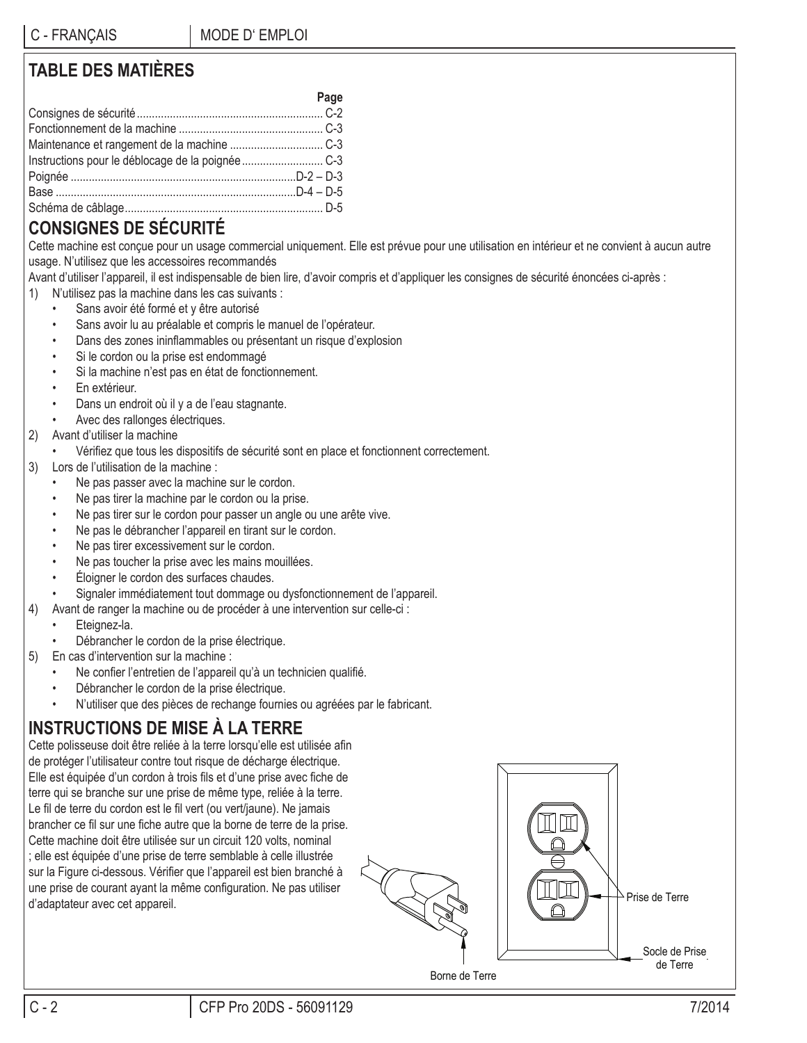## TABLE DES MATIÈRES

| | Page |
|---|---|
| Consignes de sécurité | C-2 |
| Fonctionnement de la machine | C-3 |
| Maintenance et rangement de la machine | C-3 |
| Instructions pour le déblocage de la poignée | C-3 |
| Poignée | D-2 – D-3 |
| Base | D-4 – D-5 |
| Schéma de câblage | D-5 |

## CONSIGNES DE SÉCURITÉ

Cette machine est conçue pour un usage commercial uniquement. Elle est prévue pour une utilisation en intérieur et ne convient à aucun autre usage. N'utilisez que les accessoires recommandés

Avant d'utiliser l'appareil, il est indispensable de bien lire, d'avoir compris et d'appliquer les consignes de sécurité énoncées ci-après :

1) N'utilisez pas la machine dans les cas suivants :
   - Sans avoir été formé et y être autorisé
   - Sans avoir lu au préalable et compris le manuel de l'opérateur.
   - Dans des zones ininflammables ou présentant un risque d'explosion
   - Si le cordon ou la prise est endommagé
   - Si la machine n'est pas en état de fonctionnement.
   - En extérieur.
   - Dans un endroit où il y a de l'eau stagnante.
   - Avec des rallonges électriques.
2) Avant d'utiliser la machine
   - Vérifiez que tous les dispositifs de sécurité sont en place et fonctionnent correctement.
3) Lors de l'utilisation de la machine :
   - Ne pas passer avec la machine sur le cordon.
   - Ne pas tirer la machine par le cordon ou la prise.
   - Ne pas tirer sur le cordon pour passer un angle ou une arête vive.
   - Ne pas le débrancher l'appareil en tirant sur le cordon.
   - Ne pas tirer excessivement sur le cordon.
   - Ne pas toucher la prise avec les mains mouillées.
   - Éloigner le cordon des surfaces chaudes.
   - Signaler immédiatement tout dommage ou dysfonctionnement de l'appareil.
4) Avant de ranger la machine ou de procéder à une intervention sur celle-ci :
   - Eteignez-la.
   - Débrancher le cordon de la prise électrique.
5) En cas d'intervention sur la machine :
   - Ne confier l'entretien de l'appareil qu'à un technicien qualifié.
   - Débrancher le cordon de la prise électrique.
   - N'utiliser que des pièces de rechange fournies ou agréées par le fabricant.

## INSTRUCTIONS DE MISE À LA TERRE

Cette polisseuse doit être reliée à la terre lorsqu'elle est utilisée afin de protéger l'utilisateur contre tout risque de décharge électrique. Elle est équipée d'un cordon à trois fils et d'une prise avec fiche de terre qui se branche sur une prise de même type, reliée à la terre. Le fil de terre du cordon est le fil vert (ou vert/jaune). Ne jamais brancher ce fil sur une fiche autre que la borne de terre de la prise. Cette machine doit être utilisée sur un circuit 120 volts, nominal ; elle est équipée d'une prise de terre semblable à celle illustrée sur la Figure ci-dessous. Vérifier que l'appareil est bien branché à une prise de courant ayant la même configuration. Ne pas utiliser d'adaptateur avec cet appareil.

Prise de Terre

Socle de Prise de Terre

Borne de Terre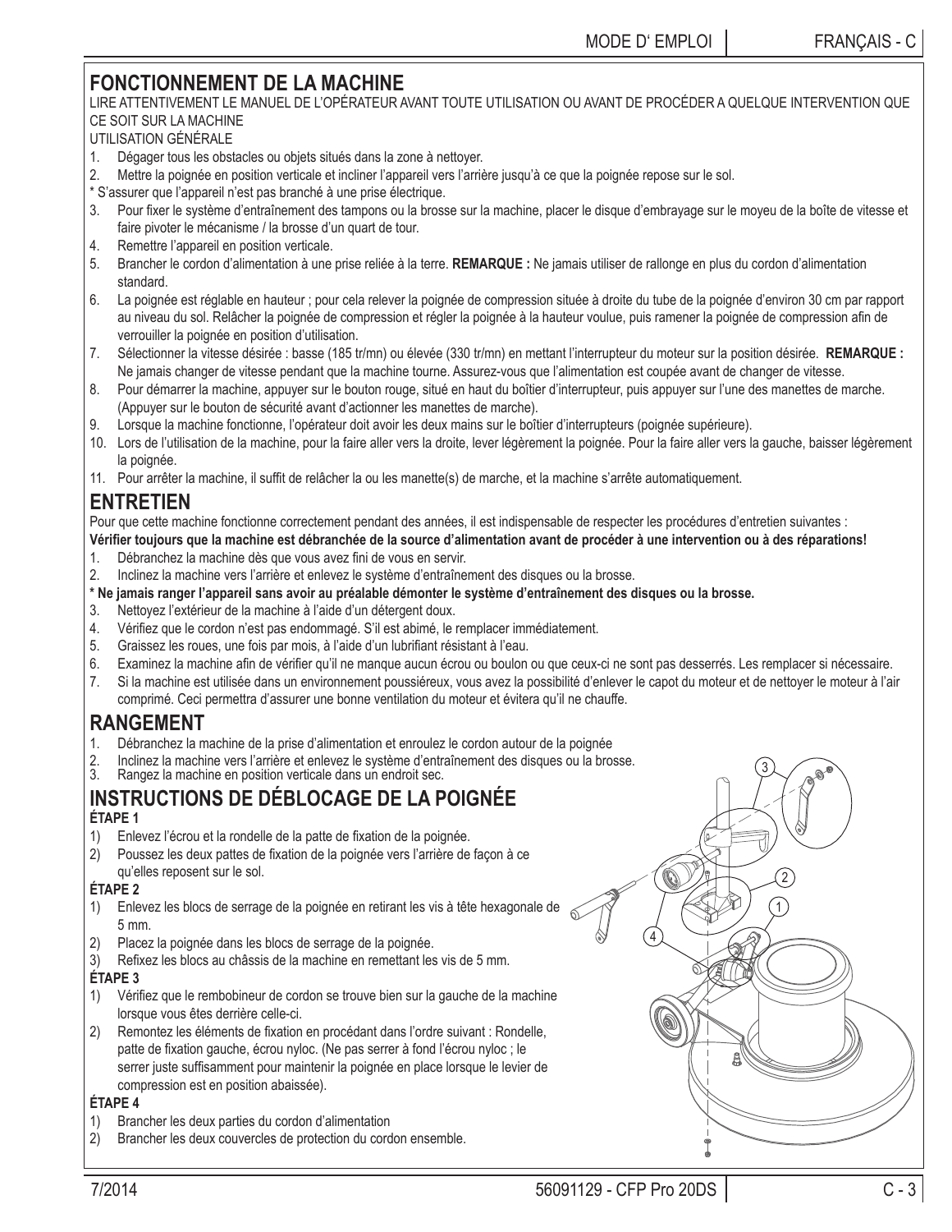## FONCTIONNEMENT DE LA MACHINE

LIRE ATTENTIVEMENT LE MANUEL DE L'OPÉRATEUR AVANT TOUTE UTILISATION OU AVANT DE PROCÉDER A QUELQUE INTERVENTION QUE CE SOIT SUR LA MACHINE

UTILISATION GÉNÉRALE

1. Dégager tous les obstacles ou objets situés dans la zone à nettoyer.
2. Mettre la poignée en position verticale et incliner l'appareil vers l'arrière jusqu'à ce que la poignée repose sur le sol.

\* S'assurer que l'appareil n'est pas branché à une prise électrique.

3. Pour fixer le système d'entraînement des tampons ou la brosse sur la machine, placer le disque d'embrayage sur le moyeu de la boîte de vitesse et faire pivoter le mécanisme / la brosse d'un quart de tour.
4. Remettre l'appareil en position verticale.
5. Brancher le cordon d'alimentation à une prise reliée à la terre. **REMARQUE :** Ne jamais utiliser de rallonge en plus du cordon d'alimentation standard.
6. La poignée est réglable en hauteur ; pour cela relever la poignée de compression située à droite du tube de la poignée d'environ 30 cm par rapport au niveau du sol. Relâcher la poignée de compression et régler la poignée à la hauteur voulue, puis ramener la poignée de compression afin de verrouiller la poignée en position d'utilisation.
7. Sélectionner la vitesse désirée : basse (185 tr/mn) ou élevée (330 tr/mn) en mettant l'interrupteur du moteur sur la position désirée. **REMARQUE :** Ne jamais changer de vitesse pendant que la machine tourne. Assurez-vous que l'alimentation est coupée avant de changer de vitesse.
8. Pour démarrer la machine, appuyer sur le bouton rouge, situé en haut du boîtier d'interrupteur, puis appuyer sur l'une des manettes de marche. (Appuyer sur le bouton de sécurité avant d'actionner les manettes de marche).
9. Lorsque la machine fonctionne, l'opérateur doit avoir les deux mains sur le boîtier d'interrupteurs (poignée supérieure).
10. Lors de l'utilisation de la machine, pour la faire aller vers la droite, lever légèrement la poignée. Pour la faire aller vers la gauche, baisser légèrement la poignée.
11. Pour arrêter la machine, il suffit de relâcher la ou les manette(s) de marche, et la machine s'arrête automatiquement.

## ENTRETIEN

Pour que cette machine fonctionne correctement pendant des années, il est indispensable de respecter les procédures d'entretien suivantes :

**Vérifier toujours que la machine est débranchée de la source d'alimentation avant de procéder à une intervention ou à des réparations!**

1. Débranchez la machine dès que vous avez fini de vous en servir.
2. Inclinez la machine vers l'arrière et enlevez le système d'entraînement des disques ou la brosse.

**\* Ne jamais ranger l'appareil sans avoir au préalable démonter le système d'entraînement des disques ou la brosse.**

3. Nettoyez l'extérieur de la machine à l'aide d'un détergent doux.
4. Vérifiez que le cordon n'est pas endommagé. S'il est abimé, le remplacer immédiatement.
5. Graissez les roues, une fois par mois, à l'aide d'un lubrifiant résistant à l'eau.
6. Examinez la machine afin de vérifier qu'il ne manque aucun écrou ou boulon ou que ceux-ci ne sont pas desserrés. Les remplacer si nécessaire.
7. Si la machine est utilisée dans un environnement poussiéreux, vous avez la possibilité d'enlever le capot du moteur et de nettoyer le moteur à l'air comprimé. Ceci permettra d'assurer une bonne ventilation du moteur et évitera qu'il ne chauffe.

## RANGEMENT

1. Débranchez la machine de la prise d'alimentation et enroulez le cordon autour de la poignée
2. Inclinez la machine vers l'arrière et enlevez le système d'entraînement des disques ou la brosse.
3. Rangez la machine en position verticale dans un endroit sec.

## INSTRUCTIONS DE DÉBLOCAGE DE LA POIGNÉE

**ÉTAPE 1**

1) Enlevez l'écrou et la rondelle de la patte de fixation de la poignée.
2) Poussez les deux pattes de fixation de la poignée vers l'arrière de façon à ce qu'elles reposent sur le sol.

**ÉTAPE 2**

1) Enlevez les blocs de serrage de la poignée en retirant les vis à tête hexagonale de 5 mm.
2) Placez la poignée dans les blocs de serrage de la poignée.
3) Refixez les blocs au châssis de la machine en remettant les vis de 5 mm.

**ÉTAPE 3**

1) Vérifiez que le rembobineur de cordon se trouve bien sur la gauche de la machine lorsque vous êtes derrière celle-ci.
2) Remontez les éléments de fixation en procédant dans l'ordre suivant : Rondelle, patte de fixation gauche, écrou nyloc. (Ne pas serrer à fond l'écrou nyloc ; le serrer juste suffisamment pour maintenir la poignée en place lorsque le levier de compression est en position abaissée).

**ÉTAPE 4**

1) Brancher les deux parties du cordon d'alimentation
2) Brancher les deux couvercles de protection du cordon ensemble.

3
2
1
4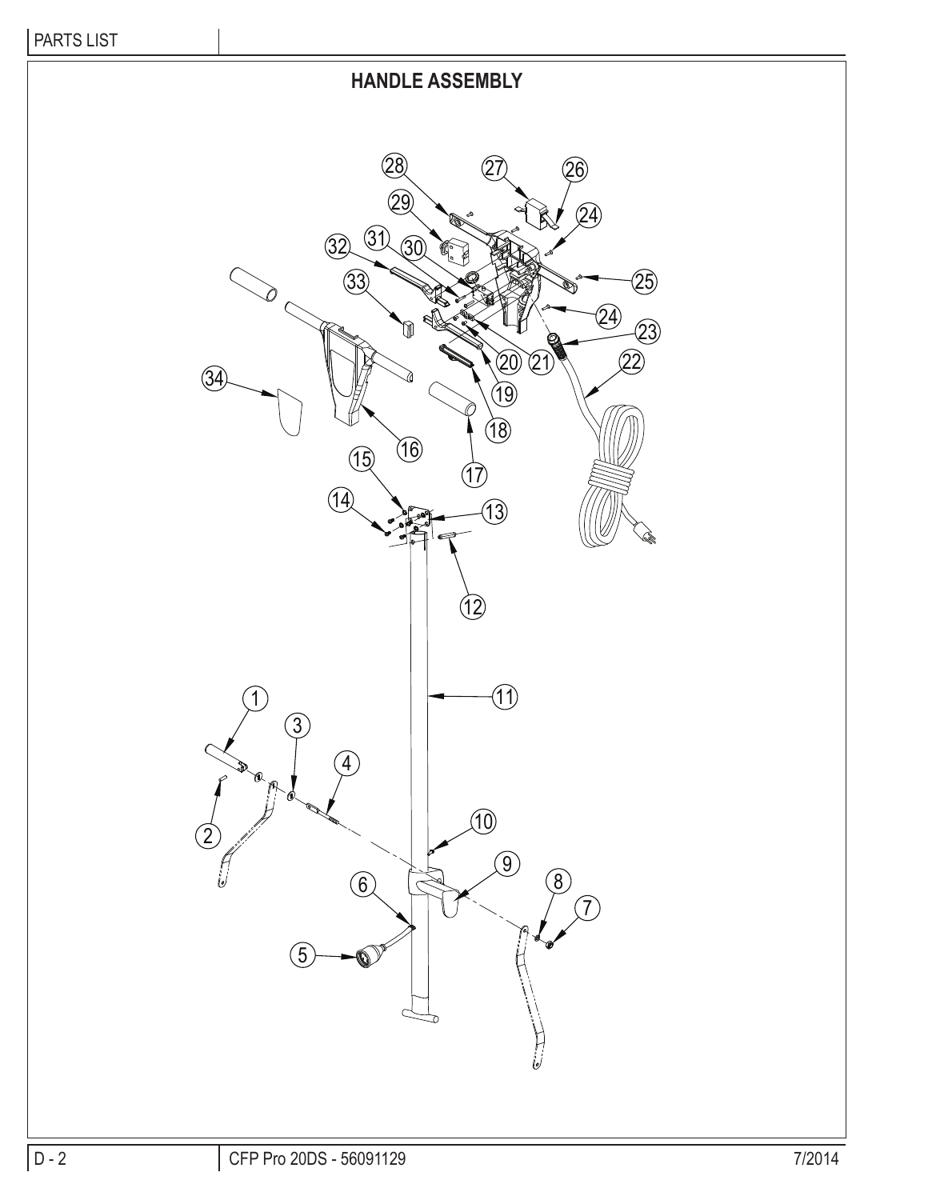# HANDLE ASSEMBLY

28
27
26
24
29
32
31
30
25
33
24
23
20
21
22
34
19
18
16
17
15
14
13
12
11
1
3
4
2
10
9
8
6
7
5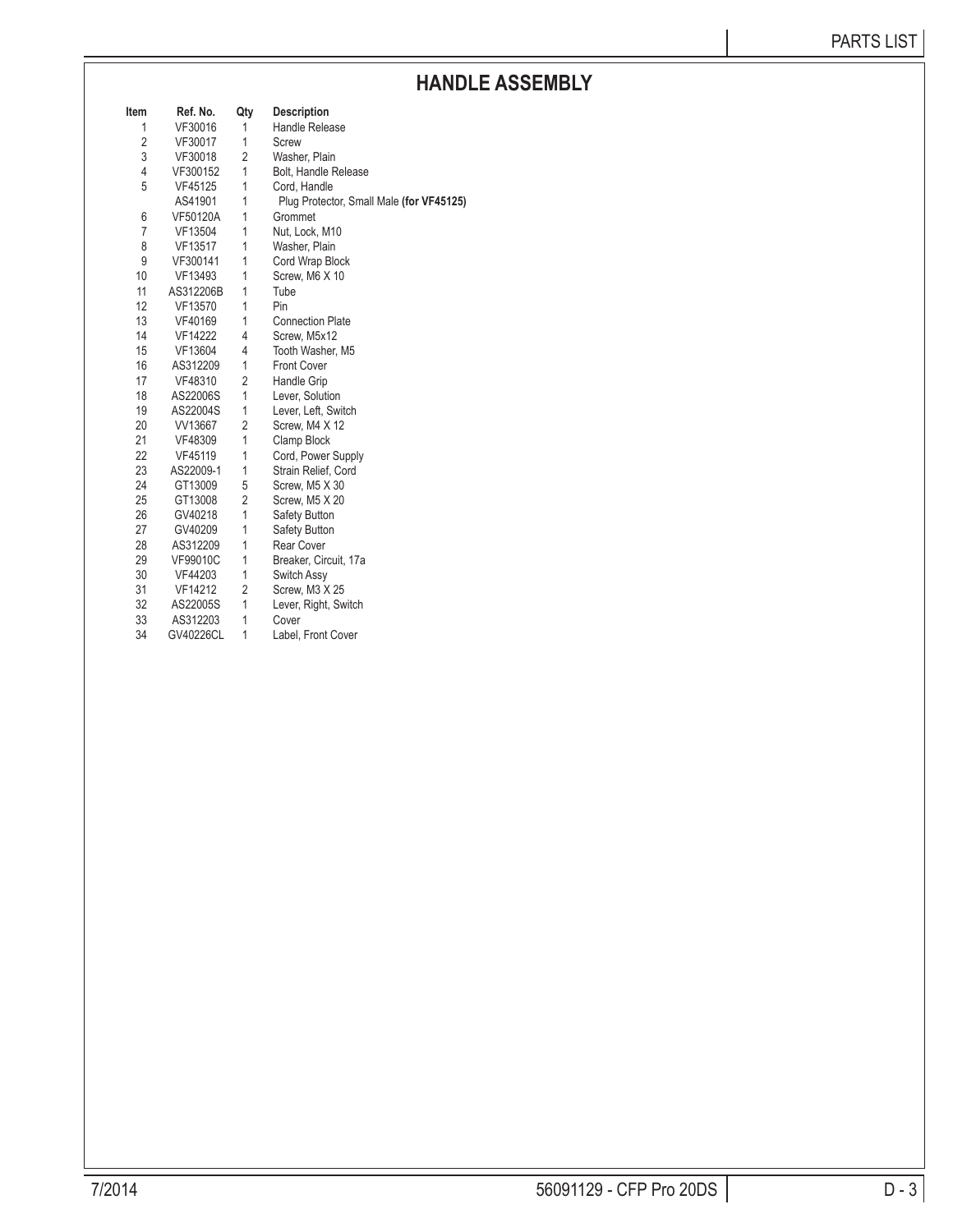## HANDLE ASSEMBLY

| Item | Ref. No. | Qty | Description |
|---|---|---|---|
| 1 | VF30016 | 1 | Handle Release |
| 2 | VF30017 | 1 | Screw |
| 3 | VF30018 | 2 | Washer, Plain |
| 4 | VF300152 | 1 | Bolt, Handle Release |
| 5 | VF45125 | 1 | Cord, Handle |
| | AS41901 | 1 | Plug Protector, Small Male **(for VF45125)** |
| 6 | VF50120A | 1 | Grommet |
| 7 | VF13504 | 1 | Nut, Lock, M10 |
| 8 | VF13517 | 1 | Washer, Plain |
| 9 | VF300141 | 1 | Cord Wrap Block |
| 10 | VF13493 | 1 | Screw, M6 X 10 |
| 11 | AS312206B | 1 | Tube |
| 12 | VF13570 | 1 | Pin |
| 13 | VF40169 | 1 | Connection Plate |
| 14 | VF14222 | 4 | Screw, M5x12 |
| 15 | VF13604 | 4 | Tooth Washer, M5 |
| 16 | AS312209 | 1 | Front Cover |
| 17 | VF48310 | 2 | Handle Grip |
| 18 | AS22006S | 1 | Lever, Solution |
| 19 | AS22004S | 1 | Lever, Left, Switch |
| 20 | VV13667 | 2 | Screw, M4 X 12 |
| 21 | VF48309 | 1 | Clamp Block |
| 22 | VF45119 | 1 | Cord, Power Supply |
| 23 | AS22009-1 | 1 | Strain Relief, Cord |
| 24 | GT13009 | 5 | Screw, M5 X 30 |
| 25 | GT13008 | 2 | Screw, M5 X 20 |
| 26 | GV40218 | 1 | Safety Button |
| 27 | GV40209 | 1 | Safety Button |
| 28 | AS312209 | 1 | Rear Cover |
| 29 | VF99010C | 1 | Breaker, Circuit, 17a |
| 30 | VF44203 | 1 | Switch Assy |
| 31 | VF14212 | 2 | Screw, M3 X 25 |
| 32 | AS22005S | 1 | Lever, Right, Switch |
| 33 | AS312203 | 1 | Cover |
| 34 | GV40226CL | 1 | Label, Front Cover |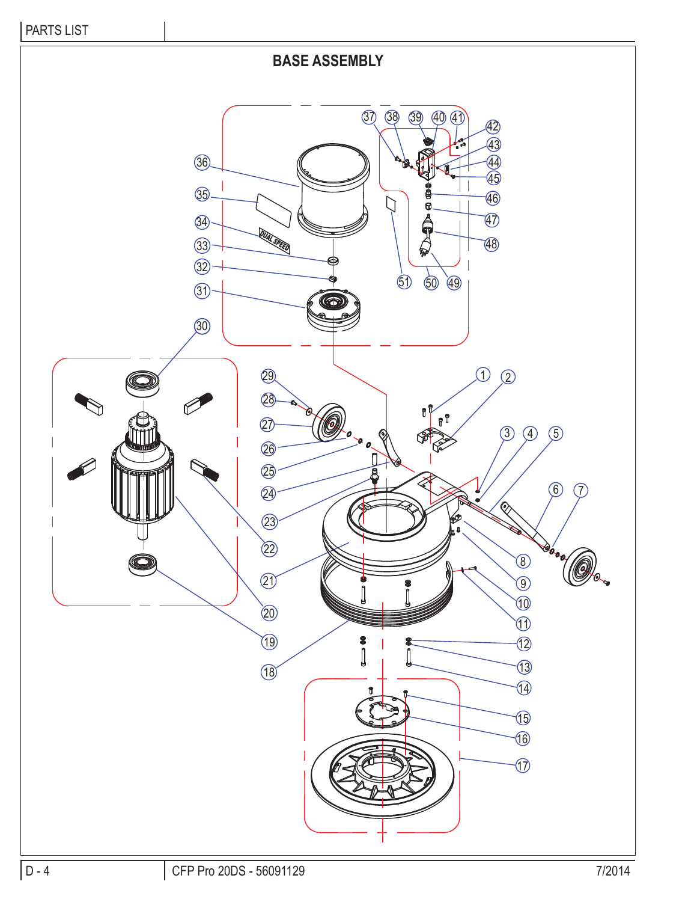# BASE ASSEMBLY

1
2
3
4
5
6
7
8
9
10
11
12
13
14
15
16
17
18
19
20
21
22
23
24
25
26
27
28
29
30
31
32
33
34 DUAL SPEED
35
36
37
38
39
40
41
42
43
44
45
46
47
48
49
50
51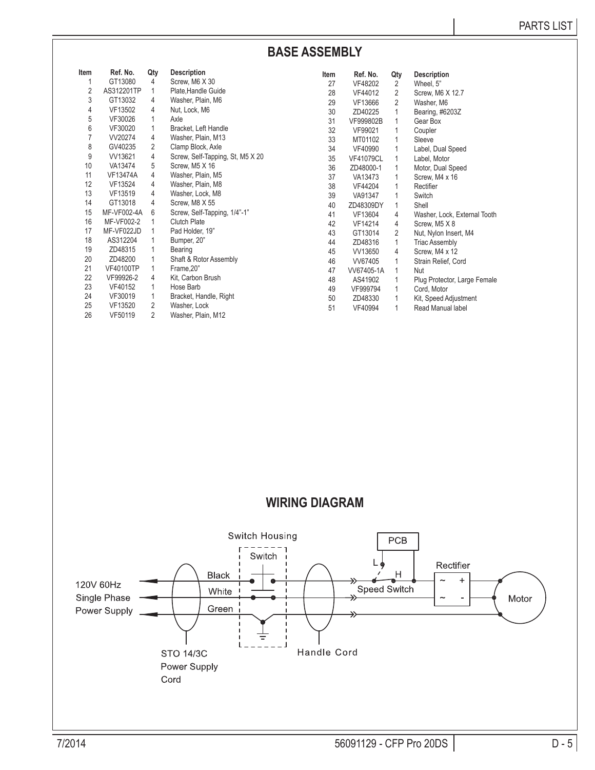## BASE ASSEMBLY

| Item | Ref. No. | Qty | Description |
|---|---|---|---|
| 1 | GT13080 | 4 | Screw, M6 X 30 |
| 2 | AS312201TP | 1 | Plate,Handle Guide |
| 3 | GT13032 | 4 | Washer, Plain, M6 |
| 4 | VF13502 | 4 | Nut, Lock, M6 |
| 5 | VF30026 | 1 | Axle |
| 6 | VF30020 | 1 | Bracket, Left Handle |
| 7 | VV20274 | 4 | Washer, Plain, M13 |
| 8 | GV40235 | 2 | Clamp Block, Axle |
| 9 | VV13621 | 4 | Screw, Self-Tapping, St, M5 X 20 |
| 10 | VA13474 | 5 | Screw, M5 X 16 |
| 11 | VF13474A | 4 | Washer, Plain, M5 |
| 12 | VF13524 | 4 | Washer, Plain, M8 |
| 13 | VF13519 | 4 | Washer, Lock, M8 |
| 14 | GT13018 | 4 | Screw, M8 X 55 |
| 15 | MF-VF002-4A | 6 | Screw, Self-Tapping, 1/4"-1" |
| 16 | MF-VF002-2 | 1 | Clutch Plate |
| 17 | MF-VF022JD | 1 | Pad Holder, 19" |
| 18 | AS312204 | 1 | Bumper, 20" |
| 19 | ZD48315 | 1 | Bearing |
| 20 | ZD48200 | 1 | Shaft & Rotor Assembly |
| 21 | VF40100TP | 1 | Frame,20" |
| 22 | VF99926-2 | 4 | Kit, Carbon Brush |
| 23 | VF40152 | 1 | Hose Barb |
| 24 | VF30019 | 1 | Bracket, Handle, Right |
| 25 | VF13520 | 2 | Washer, Lock |
| 26 | VF50119 | 2 | Washer, Plain, M12 |
| 27 | VF48202 | 2 | Wheel, 5" |
| 28 | VF44012 | 2 | Screw, M6 X 12.7 |
| 29 | VF13666 | 2 | Washer, M6 |
| 30 | ZD40225 | 1 | Bearing, #6203Z |
| 31 | VF999802B | 1 | Gear Box |
| 32 | VF99021 | 1 | Coupler |
| 33 | MT01102 | 1 | Sleeve |
| 34 | VF40990 | 1 | Label, Dual Speed |
| 35 | VF41079CL | 1 | Label, Motor |
| 36 | ZD48000-1 | 1 | Motor, Dual Speed |
| 37 | VA13473 | 1 | Screw, M4 x 16 |
| 38 | VF44204 | 1 | Rectifier |
| 39 | VA91347 | 1 | Switch |
| 40 | ZD48309DY | 1 | Shell |
| 41 | VF13604 | 4 | Washer, Lock, External Tooth |
| 42 | VF14214 | 4 | Screw, M5 X 8 |
| 43 | GT13014 | 2 | Nut, Nylon Insert, M4 |
| 44 | ZD48316 | 1 | Triac Assembly |
| 45 | VV13650 | 4 | Screw, M4 x 12 |
| 46 | VV67405 | 1 | Strain Relief, Cord |
| 47 | VV67405-1A | 1 | Nut |
| 48 | AS41902 | 1 | Plug Protector, Large Female |
| 49 | VF999794 | 1 | Cord, Motor |
| 50 | ZD48330 | 1 | Kit, Speed Adjustment |
| 51 | VF40994 | 1 | Read Manual label |

## WIRING DIAGRAM

Switch Housing
Switch
PCB
L
H
Rectifier
~ +
~ -
Black
White
Green
Speed Switch
Motor
120V 60Hz
Single Phase
Power Supply
STO 14/3C
Power Supply
Cord
Handle Cord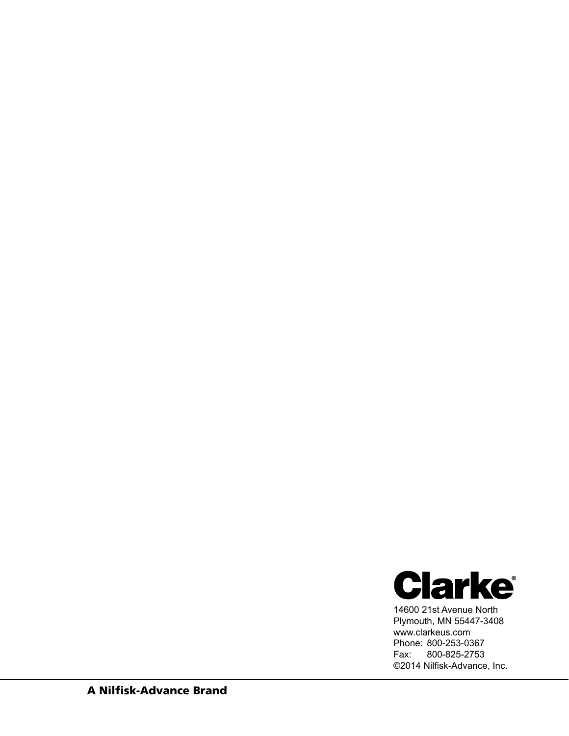**Clarke®**

14600 21st Avenue North
Plymouth, MN 55447-3408
www.clarkeus.com
Phone: 800-253-0367
Fax: 800-825-2753
©2014 Nilfisk-Advance, Inc.

**A Nilfisk-Advance Brand**